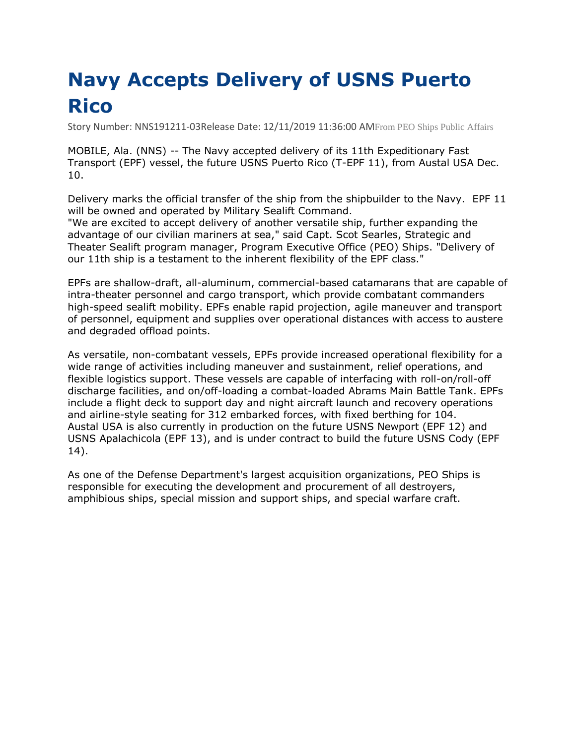# Navy Accepts Delivery of USNS Puerto Rico

Story Number: NNS191211-03Release Date: 12/11/2019 11:36:00 AMFrom PEO Ships Public Affairs

MOBILE, Ala. (NNS) -- The Navy accepted delivery of its 11th Expeditionary Fast Transport (EPF) vessel, the future USNS Puerto Rico (T-EPF 11), from Austal USA Dec. 10.

Delivery marks the official transfer of the ship from the shipbuilder to the Navy. EPF 11 will be owned and operated by Military Sealift Command.

"We are excited to accept delivery of another versatile ship, further expanding the advantage of our civilian mariners at sea," said Capt. Scot Searles, Strategic and Theater Sealift program manager, Program Executive Office (PEO) Ships. "Delivery of our 11th ship is a testament to the inherent flexibility of the EPF class."

EPFs are shallow-draft, all-aluminum, commercial-based catamarans that are capable of intra-theater personnel and cargo transport, which provide combatant commanders high-speed sealift mobility. EPFs enable rapid projection, agile maneuver and transport of personnel, equipment and supplies over operational distances with access to austere and degraded offload points.

As versatile, non-combatant vessels, EPFs provide increased operational flexibility for a wide range of activities including maneuver and sustainment, relief operations, and flexible logistics support. These vessels are capable of interfacing with roll-on/roll-off discharge facilities, and on/off-loading a combat-loaded Abrams Main Battle Tank. EPFs include a flight deck to support day and night aircraft launch and recovery operations and airline-style seating for 312 embarked forces, with fixed berthing for 104.

Austal USA is also currently in production on the future USNS Newport (EPF 12) and USNS Apalachicola (EPF 13), and is under contract to build the future USNS Cody (EPF 14).

As one of the Defense Department's largest acquisition organizations, PEO Ships is responsible for executing the development and procurement of all destroyers, amphibious ships, special mission and support ships, and special warfare craft.